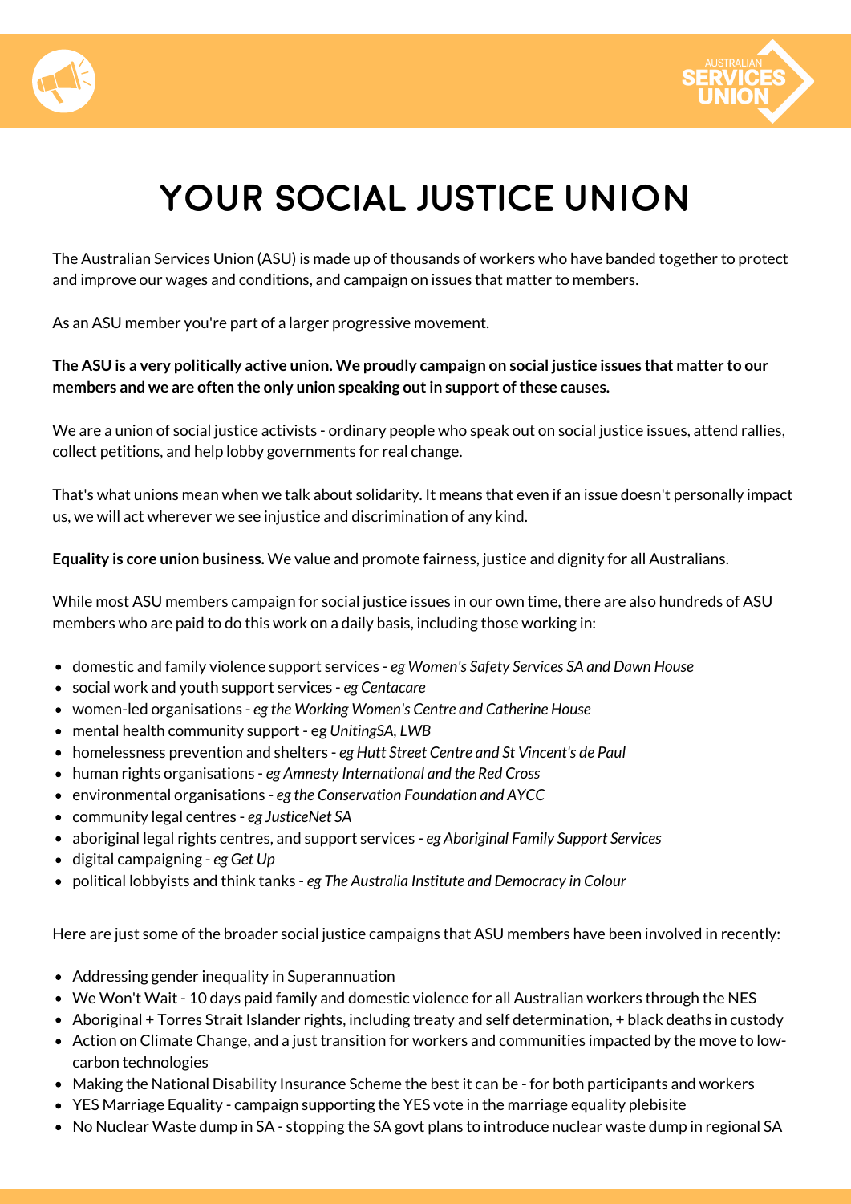# YOUR SOCIAL JUSTICE UNION

The Australian Services Union (ASU) is made up of thousands of workers who have banded together to protect and improve our wages and conditions, and campaign on issues that matter to members.

As an ASU member you're part of a larger progressive movement.

**The ASU is a very politically active union. We proudly campaign on social justice issues that matter to our members and we are often the only union speaking out in support of these causes.**

We are a union of social justice activists - ordinary people who speak out on social justice issues, attend rallies, collect petitions, and help lobby governments for real change.

That's what unions mean when we talk about solidarity. It means that even if an issue doesn't personally impact us, we will act wherever we see injustice and discrimination of any kind.

**Equality is core union business.** We value and promote fairness, justice and dignity for all Australians.

While most ASU members campaign for social justice issues in our own time, there are also hundreds of ASU members who are paid to do this work on a daily basis, including those working in:

- domestic and family violence support services - *eg Women's Safety Services SA and Dawn House*
- social work and youth support services - *eg Centacare*
- women-led organisations - *eg the Working Women's Centre and Catherine House*
- mental health community support - eg *UnitingSA, LWB*
- homelessness prevention and shelters - *eg Hutt Street Centre and St Vincent's de Paul*
- human rights organisations - *eg Amnesty International and the Red Cross*
- environmental organisations - *eg the Conservation Foundation and AYCC*
- community legal centres - *eg JusticeNet SA*
- aboriginal legal rights centres, and support services - *eg Aboriginal Family Support Services*
- digital campaigning - *eg Get Up*
- political lobbyists and think tanks - *eg The Australia Institute and Democracy in Colour*

Here are just some of the broader social justice campaigns that ASU members have been involved in recently:

- Addressing gender inequality in Superannuation
- We Won't Wait - 10 days paid family and domestic violence for all Australian workers through the NES
- Aboriginal + Torres Strait Islander rights, including treaty and self determination, + black deaths in custody
- Action on Climate Change, and a just transition for workers and communities impacted by the move to low-carbon technologies
- Making the National Disability Insurance Scheme the best it can be - for both participants and workers
- YES Marriage Equality - campaign supporting the YES vote in the marriage equality plebisite
- No Nuclear Waste dump in SA - stopping the SA govt plans to introduce nuclear waste dump in regional SA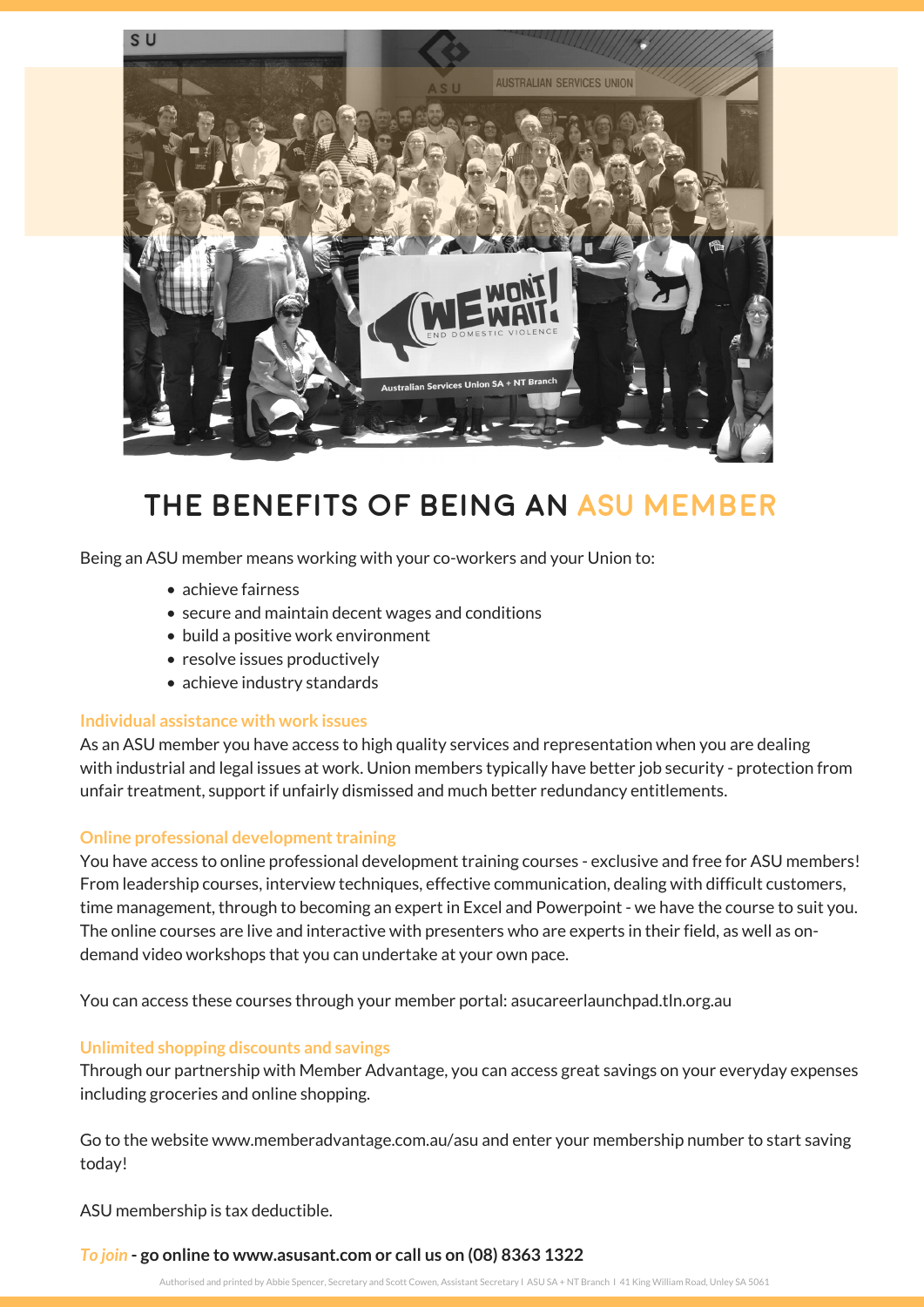# THE BENEFITS OF BEING AN ASU MEMBER

Being an ASU member means working with your co-workers and your Union to:

- achieve fairness
- secure and maintain decent wages and conditions
- build a positive work environment
- resolve issues productively
- achieve industry standards

### Individual assistance with work issues

As an ASU member you have access to high quality services and representation when you are dealing with industrial and legal issues at work. Union members typically have better job security - protection from unfair treatment, support if unfairly dismissed and much better redundancy entitlements.

### Online professional development training

You have access to online professional development training courses - exclusive and free for ASU members! From leadership courses, interview techniques, effective communication, dealing with difficult customers, time management, through to becoming an expert in Excel and Powerpoint - we have the course to suit you. The online courses are live and interactive with presenters who are experts in their field, as well as on-demand video workshops that you can undertake at your own pace.

You can access these courses through your member portal: asucareerlaunchpad.tln.org.au

### Unlimited shopping discounts and savings

Through our partnership with Member Advantage, you can access great savings on your everyday expenses including groceries and online shopping.

Go to the website www.memberadvantage.com.au/asu and enter your membership number to start saving today!

ASU membership is tax deductible.

***To join* - go online to www.asusant.com or call us on (08) 8363 1322**

Authorised and printed by Abbie Spencer, Secretary and Scott Cowen, Assistant Secretary I ASU SA + NT Branch I 41 King William Road, Unley SA 5061